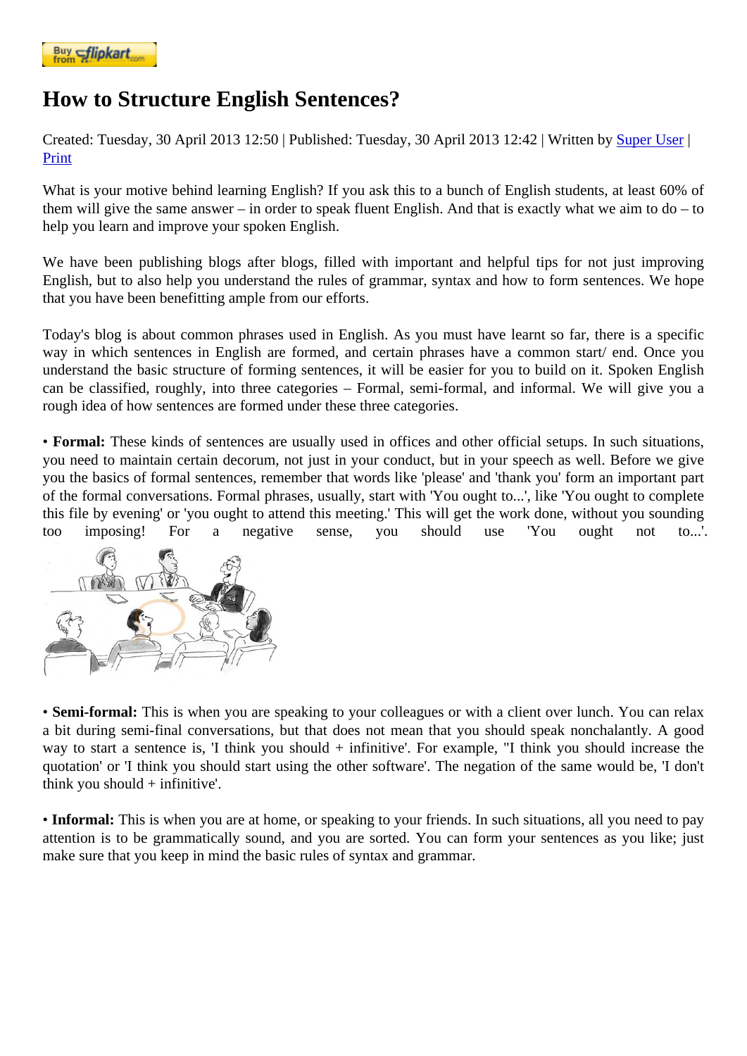Buy from flipkart.com

# How to Structure English Sentences?

Created: Tuesday, 30 April 2013 12:50 | Published: Tuesday, 30 April 2013 12:42 | Written by Super User | Print

What is your motive behind learning English? If you ask this to a bunch of English students, at least 60% of them will give the same answer – in order to speak fluent English. And that is exactly what we aim to do – to help you learn and improve your spoken English.

We have been publishing blogs after blogs, filled with important and helpful tips for not just improving English, but to also help you understand the rules of grammar, syntax and how to form sentences. We hope that you have been benefitting ample from our efforts.

Today's blog is about common phrases used in English. As you must have learnt so far, there is a specific way in which sentences in English are formed, and certain phrases have a common start/ end. Once you understand the basic structure of forming sentences, it will be easier for you to build on it. Spoken English can be classified, roughly, into three categories – Formal, semi-formal, and informal. We will give you a rough idea of how sentences are formed under these three categories.

• **Formal:** These kinds of sentences are usually used in offices and other official setups. In such situations, you need to maintain certain decorum, not just in your conduct, but in your speech as well. Before we give you the basics of formal sentences, remember that words like 'please' and 'thank you' form an important part of the formal conversations. Formal phrases, usually, start with 'You ought to...', like 'You ought to complete this file by evening' or 'you ought to attend this meeting.' This will get the work done, without you sounding too imposing! For a negative sense, you should use 'You ought not to...'.

• **Semi-formal:** This is when you are speaking to your colleagues or with a client over lunch. You can relax a bit during semi-final conversations, but that does not mean that you should speak nonchalantly. A good way to start a sentence is, 'I think you should + infinitive'. For example, "I think you should increase the quotation' or 'I think you should start using the other software'. The negation of the same would be, 'I don't think you should + infinitive'.

• **Informal:** This is when you are at home, or speaking to your friends. In such situations, all you need to pay attention is to be grammatically sound, and you are sorted. You can form your sentences as you like; just make sure that you keep in mind the basic rules of syntax and grammar.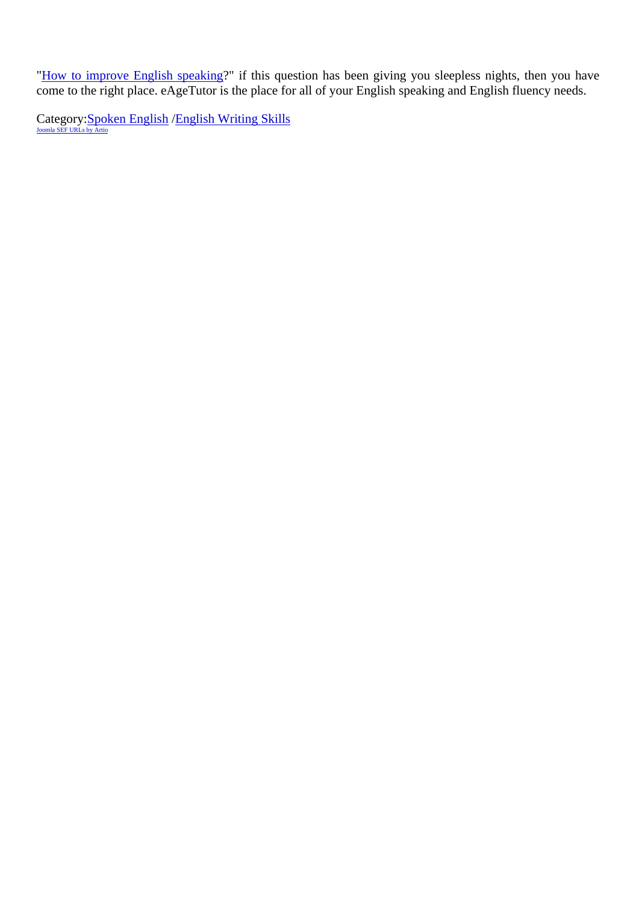"How to improve English speaking?" if this question has been giving you sleepless nights, then you have come to the right place. eAgeTutor is the place for all of your English speaking and English fluency needs.

Category:Spoken English /English Writing Skills

Joomla SEF URLs by Artio